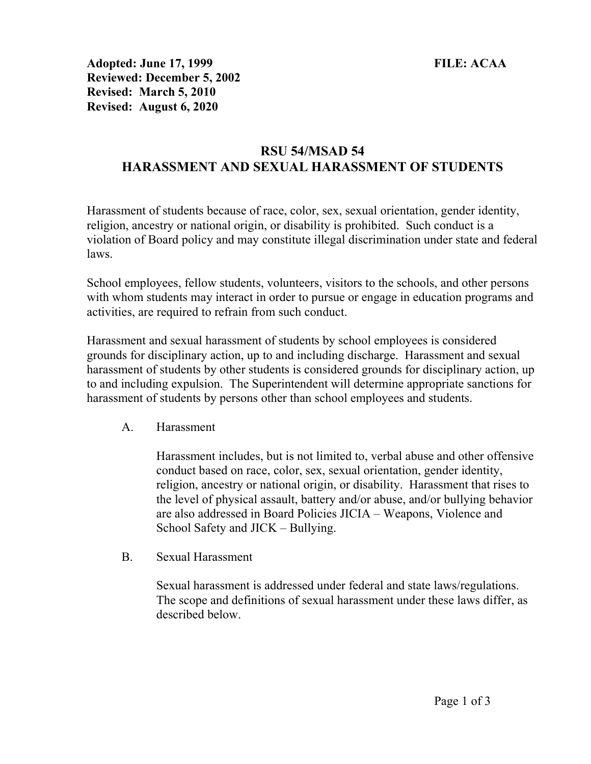**Adopted: June 17, 1999** **FILE: ACAA**
**Reviewed: December 5, 2002**
**Revised: March 5, 2010**
**Revised: August 6, 2020**

# RSU 54/MSAD 54
# HARASSMENT AND SEXUAL HARASSMENT OF STUDENTS

Harassment of students because of race, color, sex, sexual orientation, gender identity, religion, ancestry or national origin, or disability is prohibited. Such conduct is a violation of Board policy and may constitute illegal discrimination under state and federal laws.

School employees, fellow students, volunteers, visitors to the schools, and other persons with whom students may interact in order to pursue or engage in education programs and activities, are required to refrain from such conduct.

Harassment and sexual harassment of students by school employees is considered grounds for disciplinary action, up to and including discharge. Harassment and sexual harassment of students by other students is considered grounds for disciplinary action, up to and including expulsion. The Superintendent will determine appropriate sanctions for harassment of students by persons other than school employees and students.

A. Harassment

Harassment includes, but is not limited to, verbal abuse and other offensive conduct based on race, color, sex, sexual orientation, gender identity, religion, ancestry or national origin, or disability. Harassment that rises to the level of physical assault, battery and/or abuse, and/or bullying behavior are also addressed in Board Policies JICIA – Weapons, Violence and School Safety and JICK – Bullying.

B. Sexual Harassment

Sexual harassment is addressed under federal and state laws/regulations. The scope and definitions of sexual harassment under these laws differ, as described below.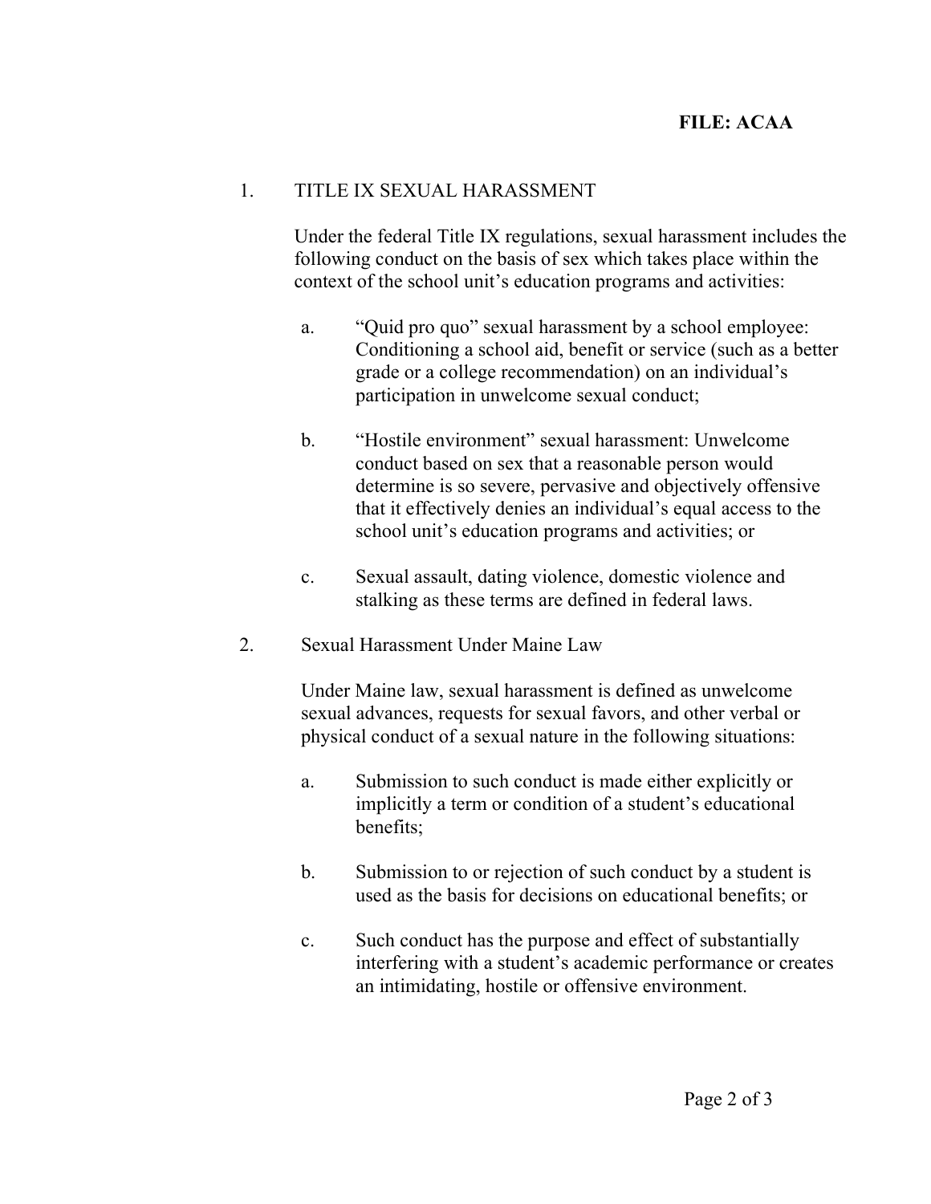**FILE: ACAA**

1. TITLE IX SEXUAL HARASSMENT

   Under the federal Title IX regulations, sexual harassment includes the following conduct on the basis of sex which takes place within the context of the school unit's education programs and activities:

   a. "Quid pro quo" sexual harassment by a school employee: Conditioning a school aid, benefit or service (such as a better grade or a college recommendation) on an individual's participation in unwelcome sexual conduct;

   b. "Hostile environment" sexual harassment: Unwelcome conduct based on sex that a reasonable person would determine is so severe, pervasive and objectively offensive that it effectively denies an individual's equal access to the school unit's education programs and activities; or

   c. Sexual assault, dating violence, domestic violence and stalking as these terms are defined in federal laws.

2. Sexual Harassment Under Maine Law

   Under Maine law, sexual harassment is defined as unwelcome sexual advances, requests for sexual favors, and other verbal or physical conduct of a sexual nature in the following situations:

   a. Submission to such conduct is made either explicitly or implicitly a term or condition of a student's educational benefits;

   b. Submission to or rejection of such conduct by a student is used as the basis for decisions on educational benefits; or

   c. Such conduct has the purpose and effect of substantially interfering with a student's academic performance or creates an intimidating, hostile or offensive environment.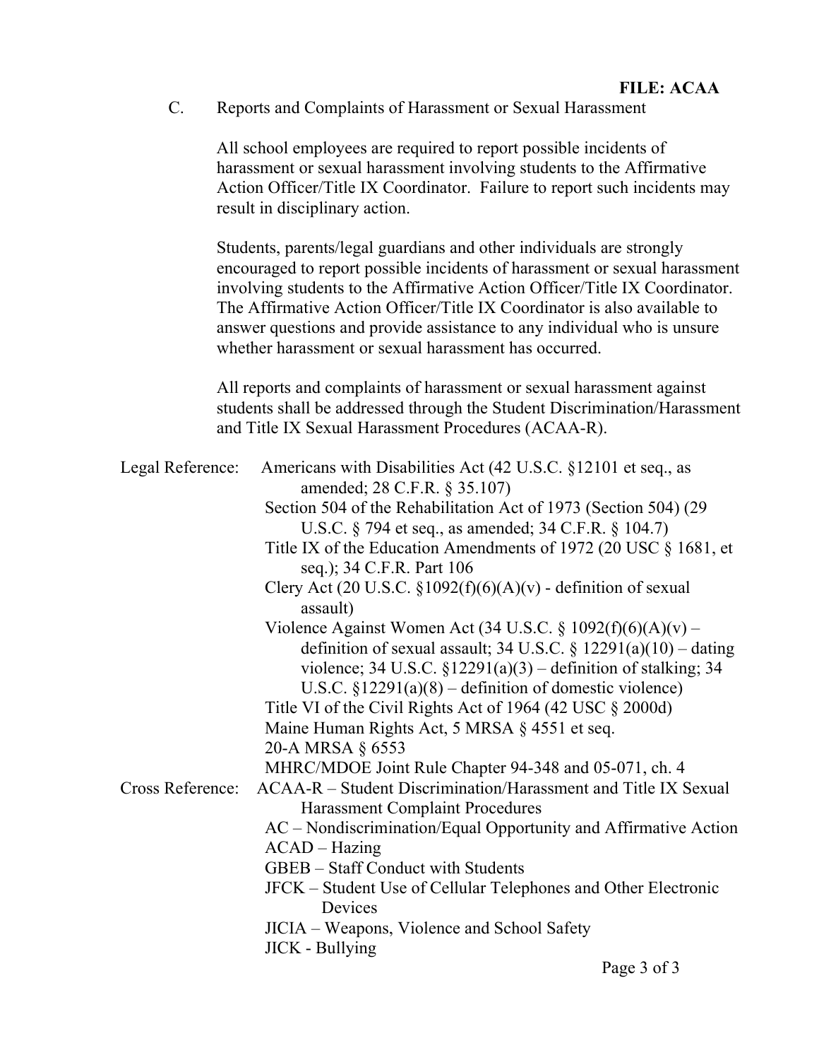C. Reports and Complaints of Harassment or Sexual Harassment

All school employees are required to report possible incidents of harassment or sexual harassment involving students to the Affirmative Action Officer/Title IX Coordinator. Failure to report such incidents may result in disciplinary action.

Students, parents/legal guardians and other individuals are strongly encouraged to report possible incidents of harassment or sexual harassment involving students to the Affirmative Action Officer/Title IX Coordinator. The Affirmative Action Officer/Title IX Coordinator is also available to answer questions and provide assistance to any individual who is unsure whether harassment or sexual harassment has occurred.

All reports and complaints of harassment or sexual harassment against students shall be addressed through the Student Discrimination/Harassment and Title IX Sexual Harassment Procedures (ACAA-R).

Legal Reference:
- Americans with Disabilities Act (42 U.S.C. §12101 et seq., as amended; 28 C.F.R. § 35.107)
- Section 504 of the Rehabilitation Act of 1973 (Section 504) (29 U.S.C. § 794 et seq., as amended; 34 C.F.R. § 104.7)
- Title IX of the Education Amendments of 1972 (20 USC § 1681, et seq.); 34 C.F.R. Part 106
- Clery Act (20 U.S.C. §1092(f)(6)(A)(v) - definition of sexual assault)
- Violence Against Women Act (34 U.S.C. § 1092(f)(6)(A)(v) – definition of sexual assault; 34 U.S.C. § 12291(a)(10) – dating violence; 34 U.S.C. §12291(a)(3) – definition of stalking; 34 U.S.C. §12291(a)(8) – definition of domestic violence)
- Title VI of the Civil Rights Act of 1964 (42 USC § 2000d)
- Maine Human Rights Act, 5 MRSA § 4551 et seq.
- 20-A MRSA § 6553
- MHRC/MDOE Joint Rule Chapter 94-348 and 05-071, ch. 4

Cross Reference:
- ACAA-R – Student Discrimination/Harassment and Title IX Sexual Harassment Complaint Procedures
- AC – Nondiscrimination/Equal Opportunity and Affirmative Action
- ACAD – Hazing
- GBEB – Staff Conduct with Students
- JFCK – Student Use of Cellular Telephones and Other Electronic Devices
- JICIA – Weapons, Violence and School Safety
- JICK - Bullying